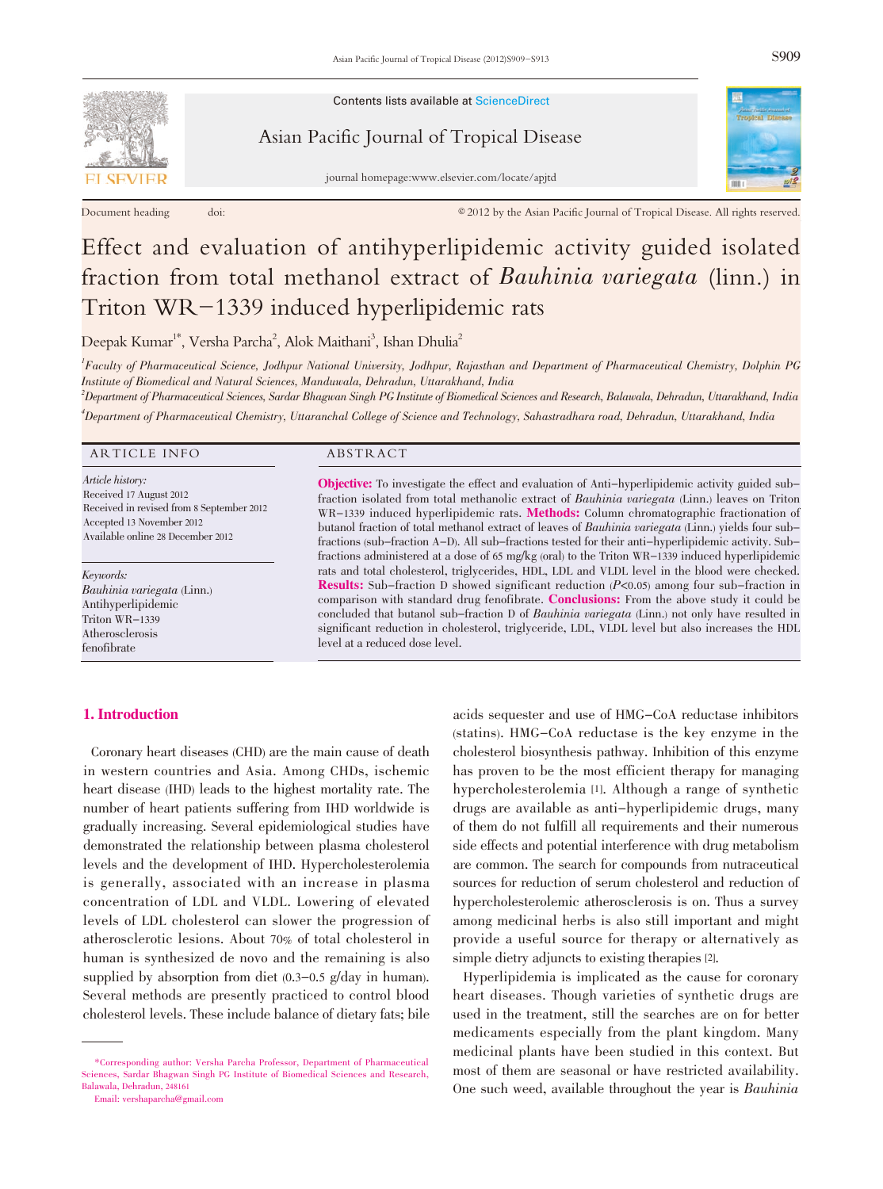Contents lists available at ScienceDirect

Asian Pacific Journal of Tropical Disease

journal homepage:www.elsevier.com/locate/apjtd

Document heading doi: © 2012 by the Asian Pacific Journal of Tropical Disease. All rights reserved.

# Effect and evaluation of antihyperlipidemic activity guided isolated fraction from total methanol extract of *Bauhinia variegata* (linn.) in Triton WR−1339 induced hyperlipidemic rats

Deepak Kumar[1*], Versha Parcha[2], Alok Maithani[3], Ishan Dhulia[2]

[1]*Faculty of Pharmaceutical Science, Jodhpur National University, Jodhpur, Rajasthan and Department of Pharmaceutical Chemistry, Dolphin PG Institute of Biomedical and Natural Sciences, Manduwala, Dehradun, Uttarakhand, India*

[2]*Department of Pharmaceutical Sciences, Sardar Bhagwan Singh PG Institute of Biomedical Sciences and Research, Balawala, Dehradun, Uttarakhand, India*

[4]*Department of Pharmaceutical Chemistry, Uttaranchal College of Science and Technology, Sahastradhara road, Dehradun, Uttarakhand, India*

## ARTICLE INFO

*Article history:*
Received 17 August 2012
Received in revised from 8 September 2012
Accepted 13 November 2012
Available online 28 December 2012

*Keywords:*
*Bauhinia variegata* (Linn.)
Antihyperlipidemic
Triton WR−1339
Atherosclerosis
fenofibrate

## ABSTRACT

**Objective:** To investigate the effect and evaluation of Anti−hyperlipidemic activity guided sub−fraction isolated from total methanolic extract of *Bauhinia variegata* (Linn.) leaves on Triton WR−1339 induced hyperlipidemic rats. **Methods:** Column chromatographic fractionation of butanol fraction of total methanol extract of leaves of *Bauhinia variegata* (Linn.) yields four sub−fractions (sub−fraction A−D). All sub−fractions tested for their anti−hyperlipidemic activity. Sub−fractions administered at a dose of 65 mg/kg (oral) to the Triton WR−1339 induced hyperlipidemic rats and total cholesterol, triglycerides, HDL, LDL and VLDL level in the blood were checked. **Results:** Sub−fraction D showed significant reduction ($P<0.05$) among four sub−fraction in comparison with standard drug fenofibrate. **Conclusions:** From the above study it could be concluded that butanol sub−fraction D of *Bauhinia variegata* (Linn.) not only have resulted in significant reduction in cholesterol, triglyceride, LDL, VLDL level but also increases the HDL level at a reduced dose level.

## 1. Introduction

Coronary heart diseases (CHD) are the main cause of death in western countries and Asia. Among CHDs, ischemic heart disease (IHD) leads to the highest mortality rate. The number of heart patients suffering from IHD worldwide is gradually increasing. Several epidemiological studies have demonstrated the relationship between plasma cholesterol levels and the development of IHD. Hypercholesterolemia is generally, associated with an increase in plasma concentration of LDL and VLDL. Lowering of elevated levels of LDL cholesterol can slower the progression of atherosclerotic lesions. About 70% of total cholesterol in human is synthesized de novo and the remaining is also supplied by absorption from diet (0.3−0.5 g/day in human). Several methods are presently practiced to control blood cholesterol levels. These include balance of dietary fats; bile acids sequester and use of HMG−CoA reductase inhibitors (statins). HMG−CoA reductase is the key enzyme in the cholesterol biosynthesis pathway. Inhibition of this enzyme has proven to be the most efficient therapy for managing hypercholesterolemia [1]. Although a range of synthetic drugs are available as anti−hyperlipidemic drugs, many of them do not fulfill all requirements and their numerous side effects and potential interference with drug metabolism are common. The search for compounds from nutraceutical sources for reduction of serum cholesterol and reduction of hypercholesterolemic atherosclerosis is on. Thus a survey among medicinal herbs is also still important and might provide a useful source for therapy or alternatively as simple dietry adjuncts to existing therapies [2].

Hyperlipidemia is implicated as the cause for coronary heart diseases. Though varieties of synthetic drugs are used in the treatment, still the searches are on for better medicaments especially from the plant kingdom. Many medicinal plants have been studied in this context. But most of them are seasonal or have restricted availability. One such weed, available throughout the year is *Bauhinia*

*Corresponding author: Versha Parcha Professor, Department of Pharmaceutical Sciences, Sardar Bhagwan Singh PG Institute of Biomedical Sciences and Research, Balawala, Dehradun, 248161

Email: vershaparcha@gmail.com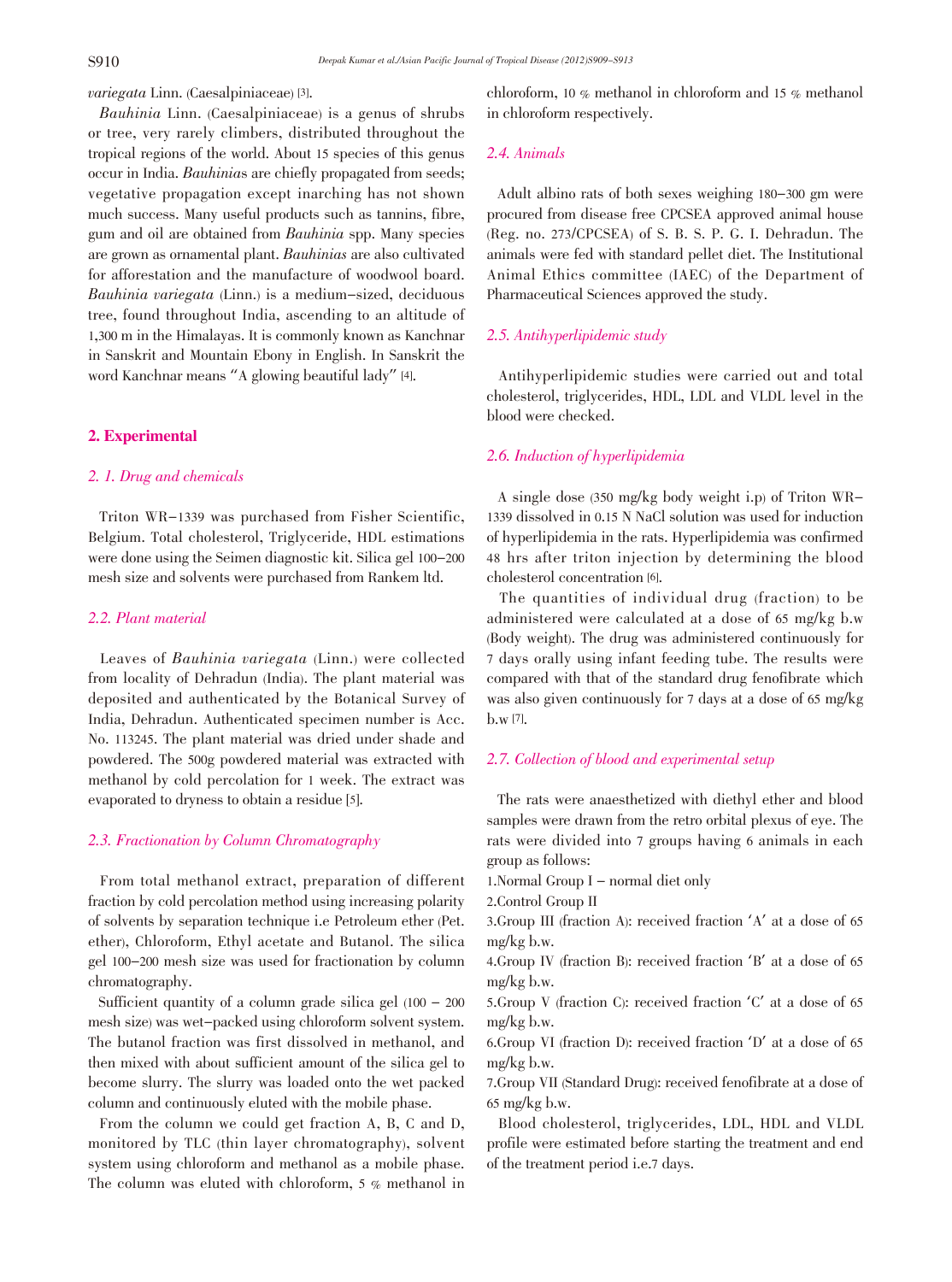*variegata* Linn. (Caesalpiniaceae) [3].

*Bauhinia* Linn. (Caesalpiniaceae) is a genus of shrubs or tree, very rarely climbers, distributed throughout the tropical regions of the world. About 15 species of this genus occur in India. *Bauhinias* are chiefly propagated from seeds; vegetative propagation except inarching has not shown much success. Many useful products such as tannins, fibre, gum and oil are obtained from *Bauhinia* spp. Many species are grown as ornamental plant. *Bauhinias* are also cultivated for afforestation and the manufacture of woodwool board. *Bauhinia variegata* (Linn.) is a medium-sized, deciduous tree, found throughout India, ascending to an altitude of 1,300 m in the Himalayas. It is commonly known as Kanchnar in Sanskrit and Mountain Ebony in English. In Sanskrit the word Kanchnar means "A glowing beautiful lady" [4].

## 2. Experimental

### 2. 1. Drug and chemicals

Triton WR-1339 was purchased from Fisher Scientific, Belgium. Total cholesterol, Triglyceride, HDL estimations were done using the Seimen diagnostic kit. Silica gel 100-200 mesh size and solvents were purchased from Rankem ltd.

### 2.2. Plant material

Leaves of *Bauhinia variegata* (Linn.) were collected from locality of Dehradun (India). The plant material was deposited and authenticated by the Botanical Survey of India, Dehradun. Authenticated specimen number is Acc. No. 113245. The plant material was dried under shade and powdered. The 500g powdered material was extracted with methanol by cold percolation for 1 week. The extract was evaporated to dryness to obtain a residue [5].

### 2.3. Fractionation by Column Chromatography

From total methanol extract, preparation of different fraction by cold percolation method using increasing polarity of solvents by separation technique i.e Petroleum ether (Pet. ether), Chloroform, Ethyl acetate and Butanol. The silica gel 100-200 mesh size was used for fractionation by column chromatography.

Sufficient quantity of a column grade silica gel (100 - 200 mesh size) was wet-packed using chloroform solvent system. The butanol fraction was first dissolved in methanol, and then mixed with about sufficient amount of the silica gel to become slurry. The slurry was loaded onto the wet packed column and continuously eluted with the mobile phase.

From the column we could get fraction A, B, C and D, monitored by TLC (thin layer chromatography), solvent system using chloroform and methanol as a mobile phase. The column was eluted with chloroform, 5 % methanol in chloroform, 10 % methanol in chloroform and 15 % methanol in chloroform respectively.

### 2.4. Animals

Adult albino rats of both sexes weighing 180-300 gm were procured from disease free CPCSEA approved animal house (Reg. no. 273/CPCSEA) of S. B. S. P. G. I. Dehradun. The animals were fed with standard pellet diet. The Institutional Animal Ethics committee (IAEC) of the Department of Pharmaceutical Sciences approved the study.

### 2.5. Antihyperlipidemic study

Antihyperlipidemic studies were carried out and total cholesterol, triglycerides, HDL, LDL and VLDL level in the blood were checked.

### 2.6. Induction of hyperlipidemia

A single dose (350 mg/kg body weight i.p) of Triton WR-1339 dissolved in 0.15 N NaCl solution was used for induction of hyperlipidemia in the rats. Hyperlipidemia was confirmed 48 hrs after triton injection by determining the blood cholesterol concentration [6].

The quantities of individual drug (fraction) to be administered were calculated at a dose of 65 mg/kg b.w (Body weight). The drug was administered continuously for 7 days orally using infant feeding tube. The results were compared with that of the standard drug fenofibrate which was also given continuously for 7 days at a dose of 65 mg/kg b.w [7].

### 2.7. Collection of blood and experimental setup

The rats were anaesthetized with diethyl ether and blood samples were drawn from the retro orbital plexus of eye. The rats were divided into 7 groups having 6 animals in each group as follows:

1. Normal Group I – normal diet only
2. Control Group II
3. Group III (fraction A): received fraction 'A' at a dose of 65 mg/kg b.w.
4. Group IV (fraction B): received fraction 'B' at a dose of 65 mg/kg b.w.
5. Group V (fraction C): received fraction 'C' at a dose of 65 mg/kg b.w.
6. Group VI (fraction D): received fraction 'D' at a dose of 65 mg/kg b.w.
7. Group VII (Standard Drug): received fenofibrate at a dose of 65 mg/kg b.w.

Blood cholesterol, triglycerides, LDL, HDL and VLDL profile were estimated before starting the treatment and end of the treatment period i.e.7 days.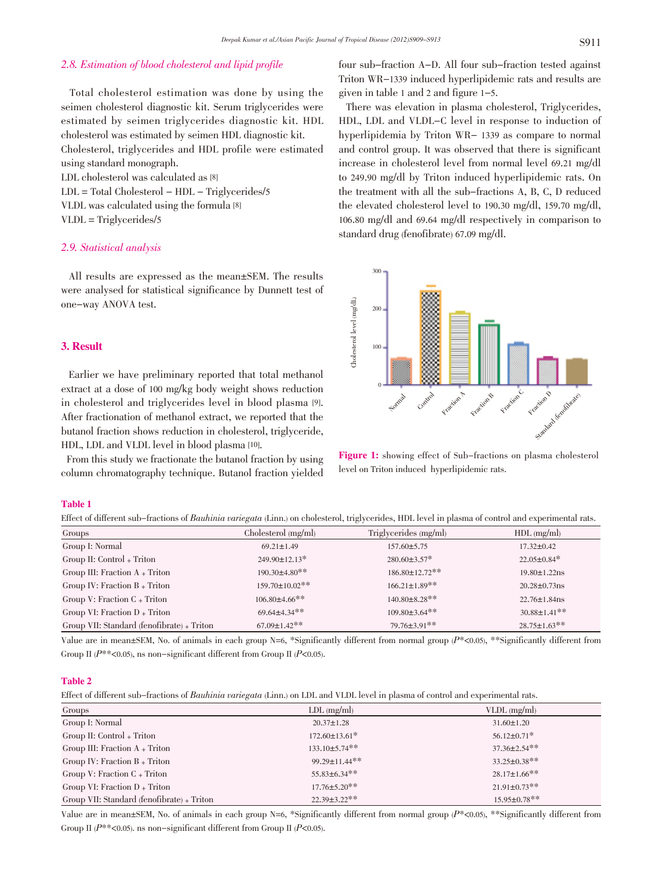### 2.8. Estimation of blood cholesterol and lipid profile

Total cholesterol estimation was done by using the seimen cholesterol diagnostic kit. Serum triglycerides were estimated by seimen triglycerides diagnostic kit. HDL cholesterol was estimated by seimen HDL diagnostic kit. Cholesterol, triglycerides and HDL profile were estimated using standard monograph.

LDL cholesterol was calculated as [8]

LDL = Total Cholesterol − HDL − Triglycerides/5

VLDL was calculated using the formula [8]

VLDL = Triglycerides/5

### 2.9. Statistical analysis

All results are expressed as the mean±SEM. The results were analysed for statistical significance by Dunnett test of one-way ANOVA test.

## 3. Result

Earlier we have preliminary reported that total methanol extract at a dose of 100 mg/kg body weight shows reduction in cholesterol and triglycerides level in blood plasma [9]. After fractionation of methanol extract, we reported that the butanol fraction shows reduction in cholesterol, triglyceride, HDL, LDL and VLDL level in blood plasma [10].

From this study we fractionate the butanol fraction by using column chromatography technique. Butanol fraction yielded four sub-fraction A–D. All four sub-fraction tested against Triton WR-1339 induced hyperlipidemic rats and results are given in table 1 and 2 and figure 1–5.

There was elevation in plasma cholesterol, Triglycerides, HDL, LDL and VLDL-C level in response to induction of hyperlipidemia by Triton WR- 1339 as compare to normal and control group. It was observed that there is significant increase in cholesterol level from normal level 69.21 mg/dl to 249.90 mg/dl by Triton induced hyperlipidemic rats. On the treatment with all the sub-fractions A, B, C, D reduced the elevated cholesterol level to 190.30 mg/dl, 159.70 mg/dl, 106.80 mg/dl and 69.64 mg/dl respectively in comparison to standard drug (fenofibrate) 67.09 mg/dl.

**Figure 1:** showing effect of Sub-fractions on plasma cholesterol level on Triton induced hyperlipidemic rats.

**Table 1**

Effect of different sub-fractions of *Bauhinia variegata* (Linn.) on cholesterol, triglycerides, HDL level in plasma of control and experimental rats.

| Groups | Cholesterol (mg/ml) | Triglycerides (mg/ml) | HDL (mg/ml) |
|---|---|---|---|
| Group I: Normal | 69.21±1.49 | 157.60±5.75 | 17.32±0.42 |
| Group II: Control + Triton | 249.90±12.13* | 280.60±3.57* | 22.05±0.84* |
| Group III: Fraction A + Triton | 190.30±4.80** | 186.80±12.72** | 19.80±1.22ns |
| Group IV: Fraction B + Triton | 159.70±10.02** | 166.21±1.89** | 20.28±0.73ns |
| Group V: Fraction C + Triton | 106.80±4.66** | 140.80±8.28** | 22.76±1.84ns |
| Group VI: Fraction D + Triton | 69.64±4.34** | 109.80±3.64** | 30.88±1.41** |
| Group VII: Standard (fenofibrate) + Triton | 67.09±1.42** | 79.76±3.91** | 28.75±1.63** |

Value are in mean±SEM, No. of animals in each group N=6, *Significantly different from normal group ($P^*<0.05$), **Significantly different from Group II ($P^{**}<0.05$), ns non-significant different from Group II ($P<0.05$).

**Table 2**

Effect of different sub-fractions of *Bauhinia variegata* (Linn.) on LDL and VLDL level in plasma of control and experimental rats.

| Groups | LDL (mg/ml) | VLDL (mg/ml) |
|---|---|---|
| Group I: Normal | 20.37±1.28 | 31.60±1.20 |
| Group II: Control + Triton | 172.60±13.61* | 56.12±0.71* |
| Group III: Fraction A + Triton | 133.10±5.74** | 37.36±2.54** |
| Group IV: Fraction B + Triton | 99.29±11.44** | 33.25±0.38** |
| Group V: Fraction C + Triton | 55.83±6.34** | 28.17±1.66** |
| Group VI: Fraction D + Triton | 17.76±5.20** | 21.91±0.73** |
| Group VII: Standard (fenofibrate) + Triton | 22.39±3.22** | 15.95±0.78** |

Value are in mean±SEM, No. of animals in each group N=6, *Significantly different from normal group ($P^*<0.05$), **Significantly different from Group II ($P^{**}<0.05$). ns non-significant different from Group II ($P<0.05$).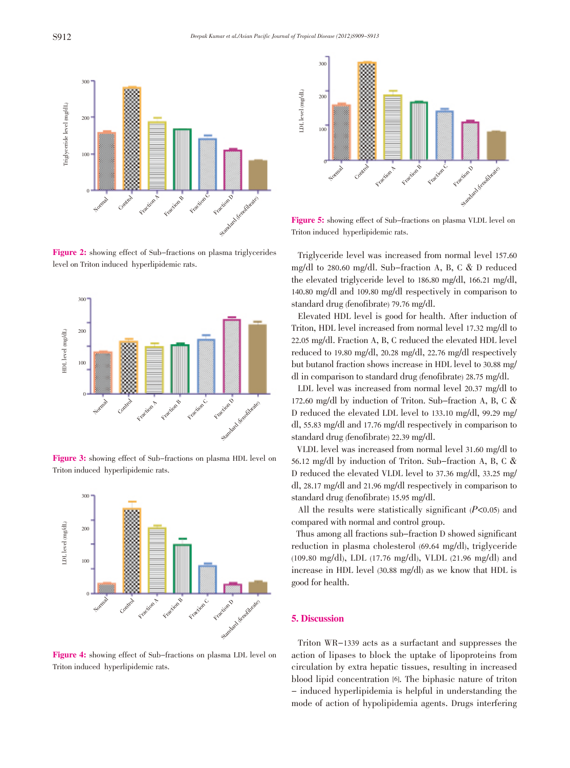**Figure 2:** showing effect of Sub–fractions on plasma triglycerides level on Triton induced hyperlipidemic rats.

**Figure 3:** showing effect of Sub–fractions on plasma HDL level on Triton induced hyperlipidemic rats.

**Figure 4:** showing effect of Sub–fractions on plasma LDL level on Triton induced hyperlipidemic rats.

**Figure 5:** showing effect of Sub–fractions on plasma VLDL level on Triton induced hyperlipidemic rats.

Triglyceride level was increased from normal level 157.60 mg/dl to 280.60 mg/dl. Sub–fraction A, B, C & D reduced the elevated triglyceride level to 186.80 mg/dl, 166.21 mg/dl, 140.80 mg/dl and 109.80 mg/dl respectively in comparison to standard drug (fenofibrate) 79.76 mg/dl.

Elevated HDL level is good for health. After induction of Triton, HDL level increased from normal level 17.32 mg/dl to 22.05 mg/dl. Fraction A, B, C reduced the elevated HDL level reduced to 19.80 mg/dl, 20.28 mg/dl, 22.76 mg/dl respectively but butanol fraction shows increase in HDL level to 30.88 mg/dl in comparison to standard drug (fenofibrate) 28.75 mg/dl.

LDL level was increased from normal level 20.37 mg/dl to 172.60 mg/dl by induction of Triton. Sub–fraction A, B, C & D reduced the elevated LDL level to 133.10 mg/dl, 99.29 mg/dl, 55.83 mg/dl and 17.76 mg/dl respectively in comparison to standard drug (fenofibrate) 22.39 mg/dl.

VLDL level was increased from normal level 31.60 mg/dl to 56.12 mg/dl by induction of Triton. Sub–fraction A, B, C & D reduced the elevated VLDL level to 37.36 mg/dl, 33.25 mg/dl, 28.17 mg/dl and 21.96 mg/dl respectively in comparison to standard drug (fenofibrate) 15.95 mg/dl.

All the results were statistically significant ($P<0.05$) and compared with normal and control group.

Thus among all fractions sub–fraction D showed significant reduction in plasma cholesterol (69.64 mg/dl), triglyceride (109.80 mg/dl), LDL (17.76 mg/dl), VLDL (21.96 mg/dl) and increase in HDL level (30.88 mg/dl) as we know that HDL is good for health.

## 5. Discussion

Triton WR–1339 acts as a surfactant and suppresses the action of lipases to block the uptake of lipoproteins from circulation by extra hepatic tissues, resulting in increased blood lipid concentration [6]. The biphasic nature of triton – induced hyperlipidemia is helpful in understanding the mode of action of hypolipidemia agents. Drugs interfering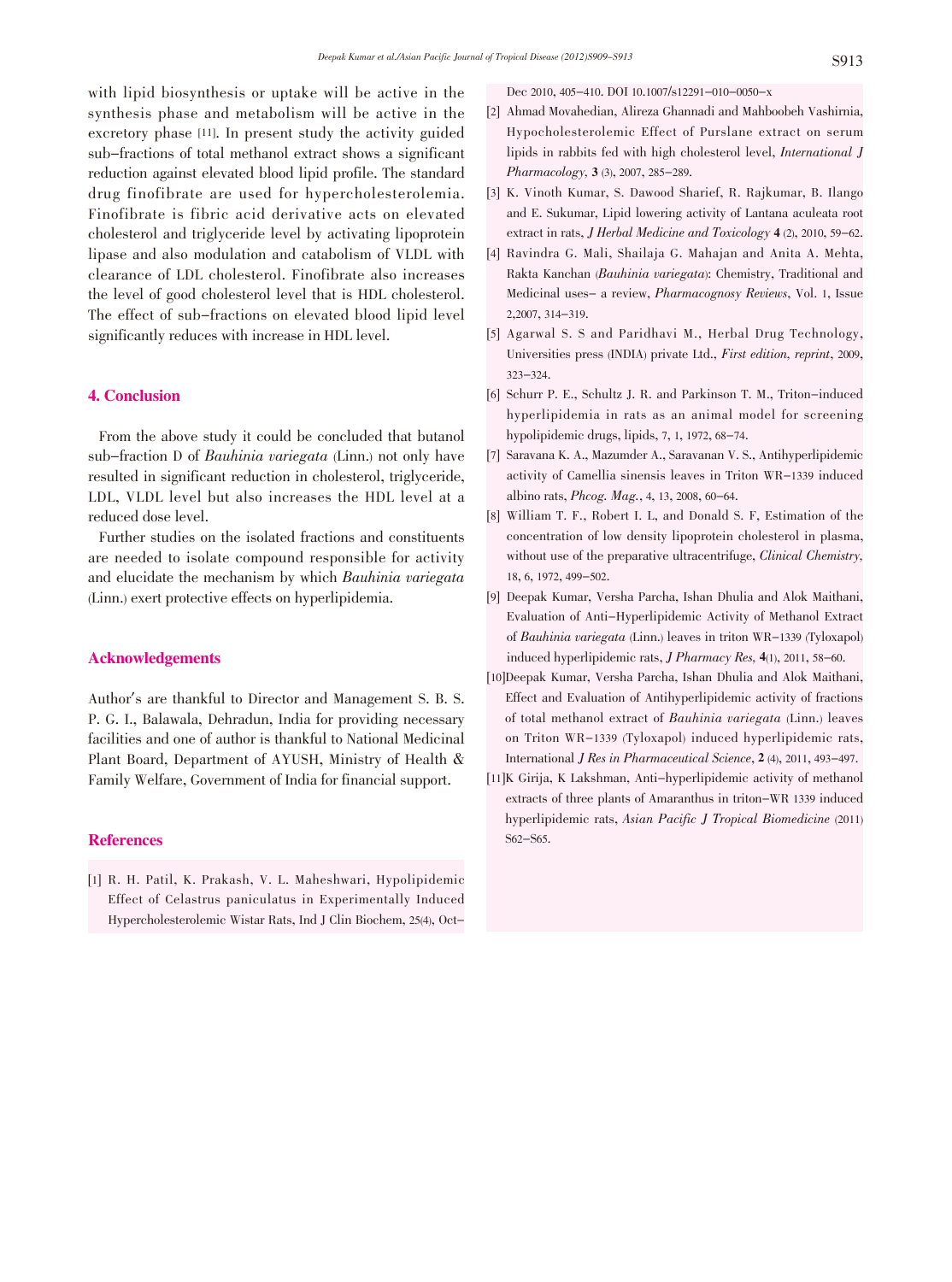with lipid biosynthesis or uptake will be active in the synthesis phase and metabolism will be active in the excretory phase [11]. In present study the activity guided sub–fractions of total methanol extract shows a significant reduction against elevated blood lipid profile. The standard drug finofibrate are used for hypercholesterolemia. Finofibrate is fibric acid derivative acts on elevated cholesterol and triglyceride level by activating lipoprotein lipase and also modulation and catabolism of VLDL with clearance of LDL cholesterol. Finofibrate also increases the level of good cholesterol level that is HDL cholesterol. The effect of sub–fractions on elevated blood lipid level significantly reduces with increase in HDL level.

## 4. Conclusion

From the above study it could be concluded that butanol sub–fraction D of *Bauhinia variegata* (Linn.) not only have resulted in significant reduction in cholesterol, triglyceride, LDL, VLDL level but also increases the HDL level at a reduced dose level.

Further studies on the isolated fractions and constituents are needed to isolate compound responsible for activity and elucidate the mechanism by which *Bauhinia variegata* (Linn.) exert protective effects on hyperlipidemia.

## Acknowledgements

Author's are thankful to Director and Management S. B. S. P. G. I., Balawala, Dehradun, India for providing necessary facilities and one of author is thankful to National Medicinal Plant Board, Department of AYUSH, Ministry of Health & Family Welfare, Government of India for financial support.

## References

[1] R. H. Patil, K. Prakash, V. L. Maheshwari, Hypolipidemic Effect of Celastrus paniculatus in Experimentally Induced Hypercholesterolemic Wistar Rats, Ind J Clin Biochem, 25(4), Oct–Dec 2010, 405–410. DOI 10.1007/s12291–010–0050–x

[2] Ahmad Movahedian, Alireza Ghannadi and Mahboobeh Vashirnia, Hypocholesterolemic Effect of Purslane extract on serum lipids in rabbits fed with high cholesterol level, *International J Pharmacology*, **3** (3), 2007, 285–289.

[3] K. Vinoth Kumar, S. Dawood Sharief, R. Rajkumar, B. Ilango and E. Sukumar, Lipid lowering activity of Lantana aculeata root extract in rats, *J Herbal Medicine and Toxicology* **4** (2), 2010, 59–62.

[4] Ravindra G. Mali, Shailaja G. Mahajan and Anita A. Mehta, Rakta Kanchan (*Bauhinia variegata*): Chemistry, Traditional and Medicinal uses– a review, *Pharmacognosy Reviews*, Vol. 1, Issue 2,2007, 314–319.

[5] Agarwal S. S and Paridhavi M., Herbal Drug Technology, Universities press (INDIA) private Ltd., *First edition, reprint*, 2009, 323–324.

[6] Schurr P. E., Schultz J. R. and Parkinson T. M., Triton–induced hyperlipidemia in rats as an animal model for screening hypolipidemic drugs, lipids, 7, 1, 1972, 68–74.

[7] Saravana K. A., Mazumder A., Saravanan V. S., Antihyperlipidemic activity of Camellia sinensis leaves in Triton WR–1339 induced albino rats, *Phcog. Mag.*, 4, 13, 2008, 60–64.

[8] William T. F., Robert I. L, and Donald S. F, Estimation of the concentration of low density lipoprotein cholesterol in plasma, without use of the preparative ultracentrifuge, *Clinical Chemistry*, 18, 6, 1972, 499–502.

[9] Deepak Kumar, Versha Parcha, Ishan Dhulia and Alok Maithani, Evaluation of Anti–Hyperlipidemic Activity of Methanol Extract of *Bauhinia variegata* (Linn.) leaves in triton WR–1339 (Tyloxapol) induced hyperlipidemic rats, *J Pharmacy Res*, **4**(1), 2011, 58–60.

[10] Deepak Kumar, Versha Parcha, Ishan Dhulia and Alok Maithani, Effect and Evaluation of Antihyperlipidemic activity of fractions of total methanol extract of *Bauhinia variegata* (Linn.) leaves on Triton WR–1339 (Tyloxapol) induced hyperlipidemic rats, International *J Res in Pharmaceutical Science*, **2** (4), 2011, 493–497.

[11] K Girija, K Lakshman, Anti–hyperlipidemic activity of methanol extracts of three plants of Amaranthus in triton–WR 1339 induced hyperlipidemic rats, *Asian Pacific J Tropical Biomedicine* (2011) S62–S65.